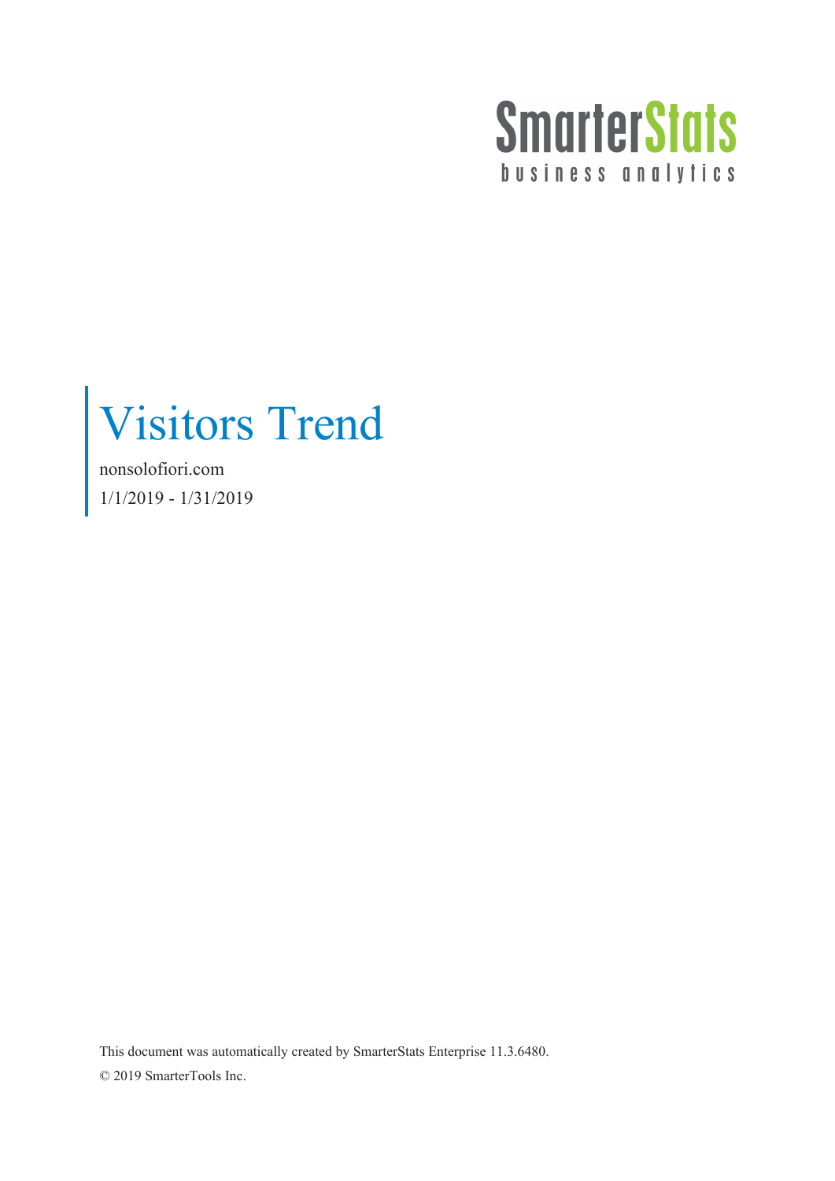SmarterStats

business analytics

# Visitors Trend

nonsolofiori.com

1/1/2019 - 1/31/2019

This document was automatically created by SmarterStats Enterprise 11.3.6480.

© 2019 SmarterTools Inc.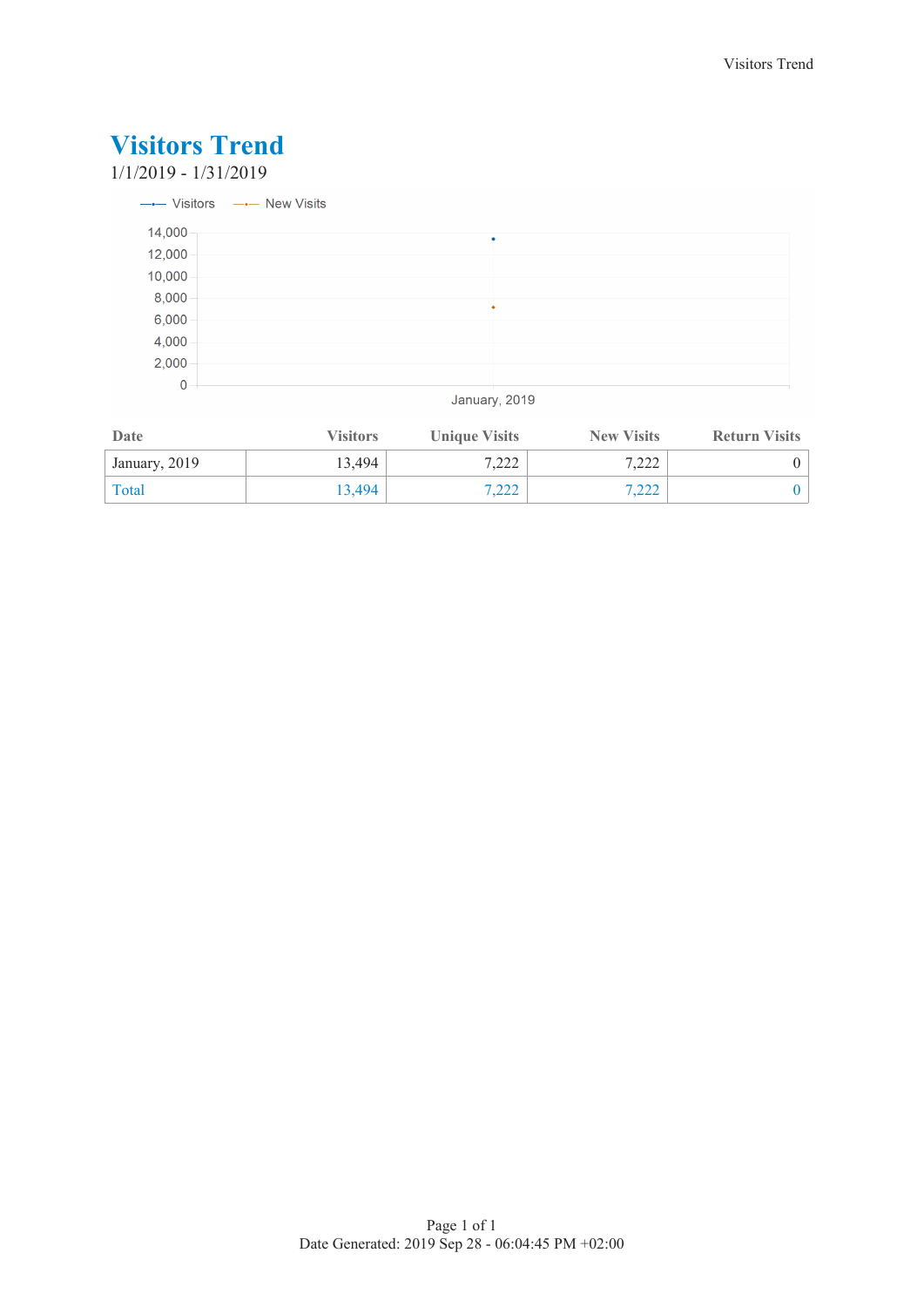# Visitors Trend

1/1/2019 - 1/31/2019

| Date | Visitors | Unique Visits | New Visits | Return Visits |
|---|---|---|---|---|
| January, 2019 | 13,494 | 7,222 | 7,222 | 0 |
| Total | 13,494 | 7,222 | 7,222 | 0 |

Date Generated: 2019 Sep 28 - 06:04:45 PM +02:00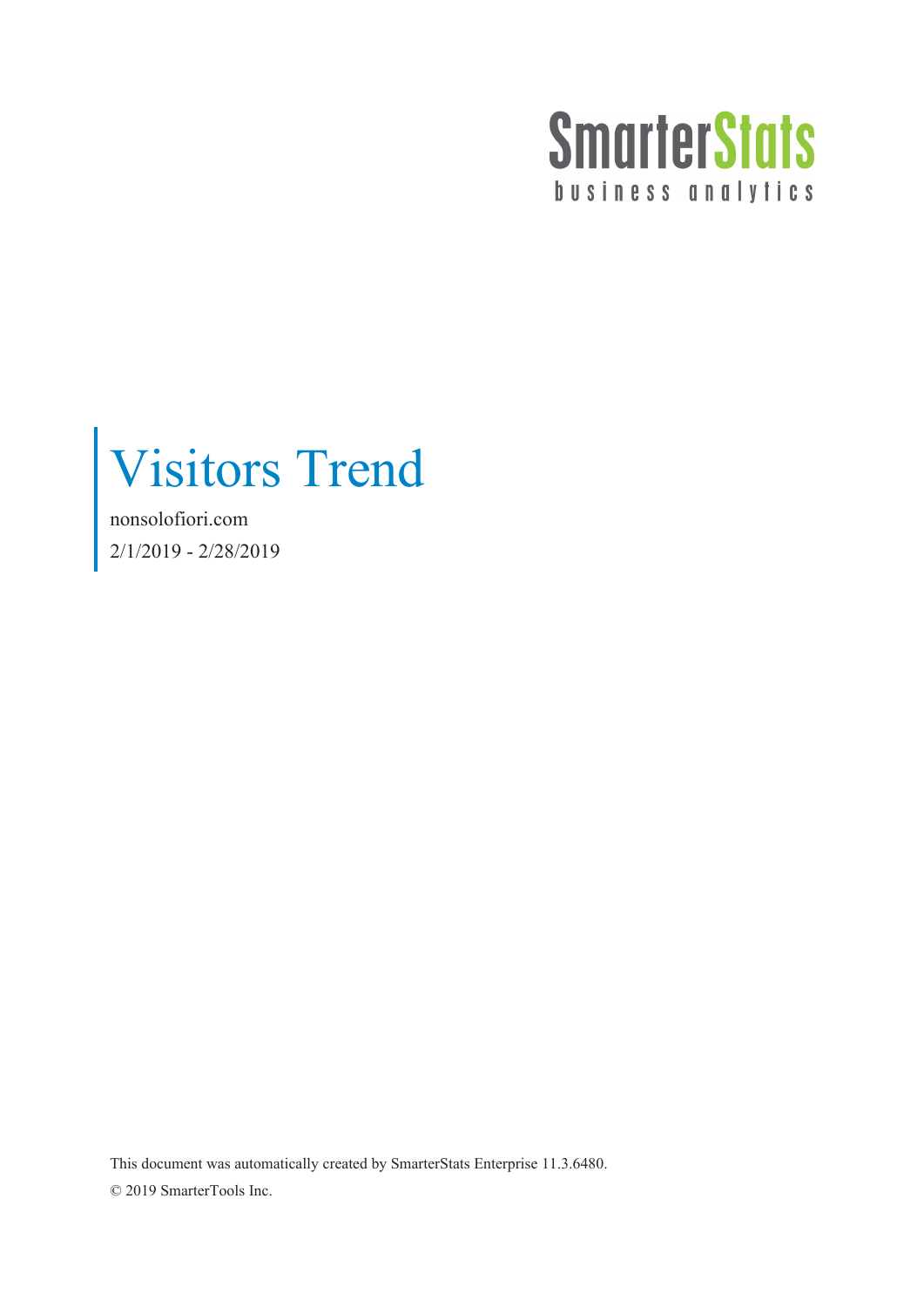SmarterStats

business analytics

# Visitors Trend

nonsolofiori.com

2/1/2019 - 2/28/2019

This document was automatically created by SmarterStats Enterprise 11.3.6480.

© 2019 SmarterTools Inc.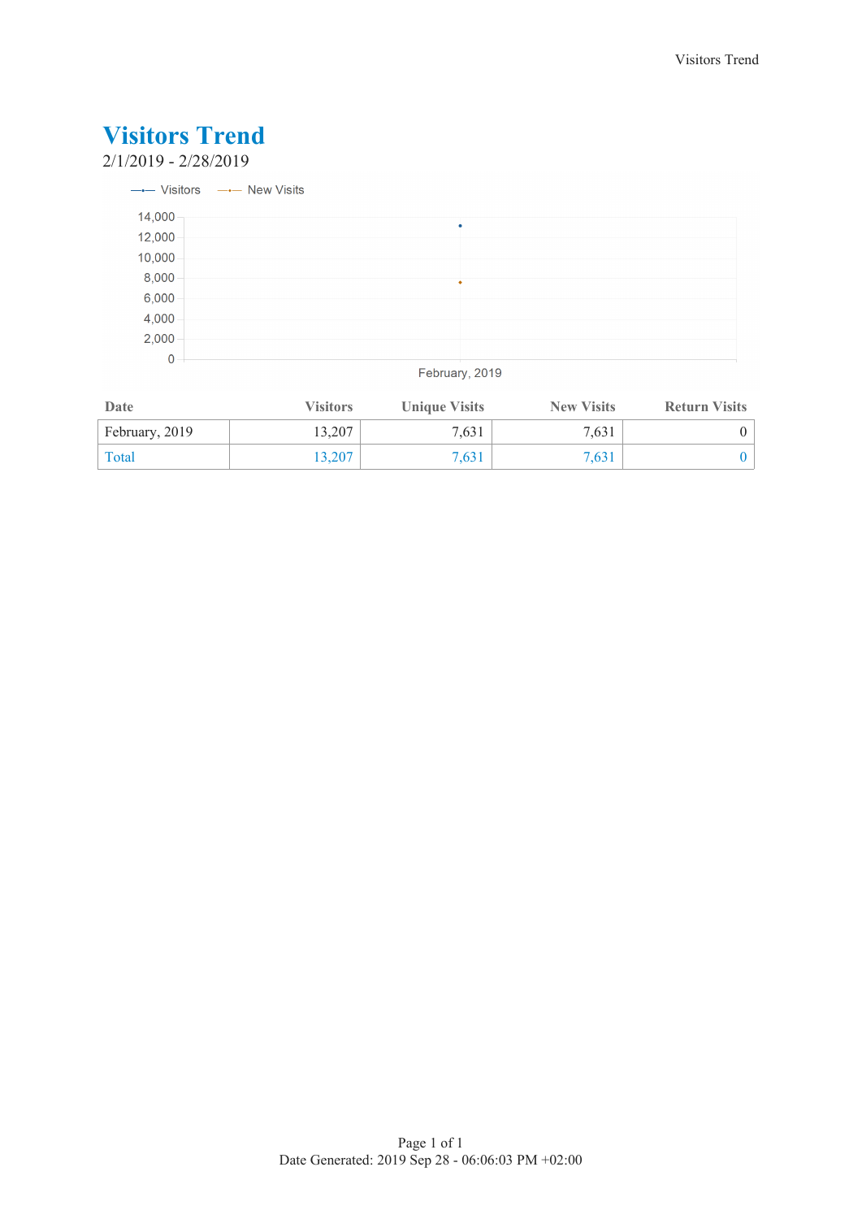# Visitors Trend

2/1/2019 - 2/28/2019

| Date | Visitors | Unique Visits | New Visits | Return Visits |
|---|---|---|---|---|
| February, 2019 | 13,207 | 7,631 | 7,631 | 0 |
| Total | 13,207 | 7,631 | 7,631 | 0 |

Date Generated: 2019 Sep 28 - 06:06:03 PM +02:00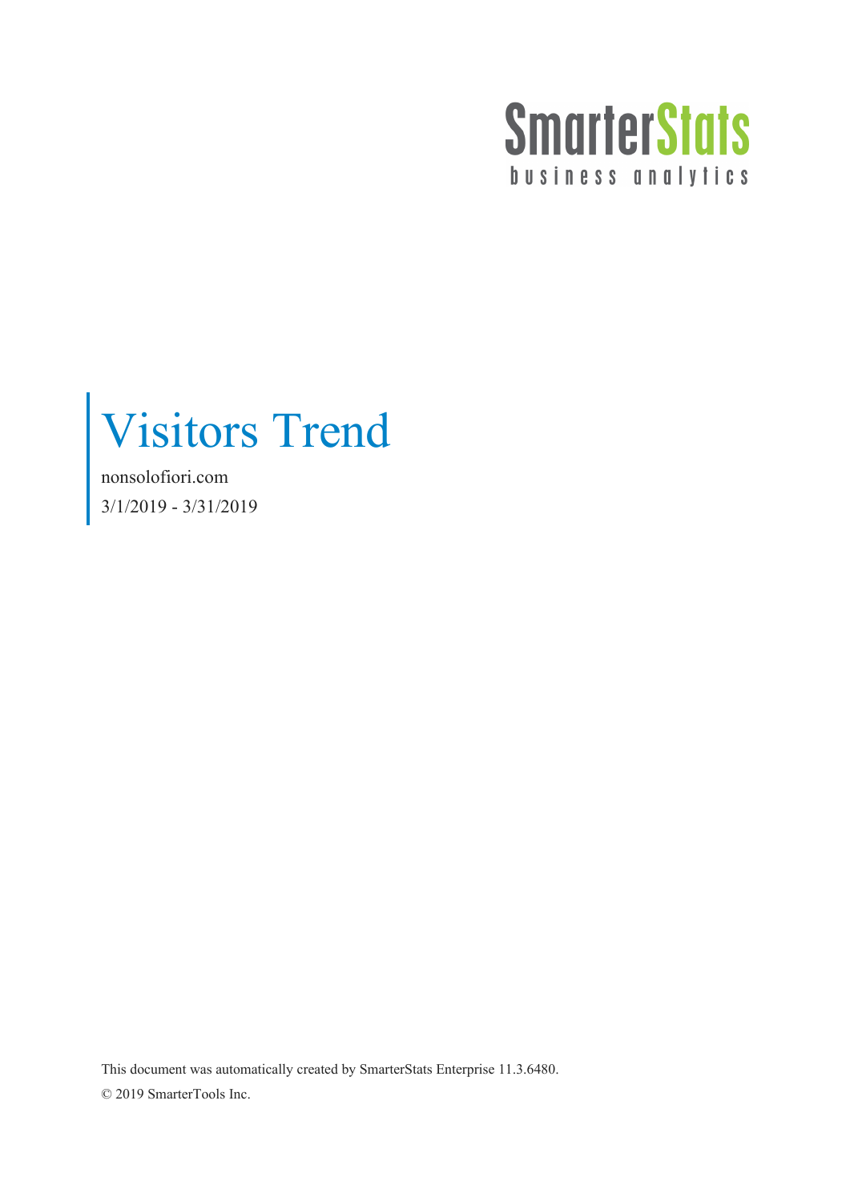SmarterStats
business analytics

# Visitors Trend

nonsolofiori.com

3/1/2019 - 3/31/2019

This document was automatically created by SmarterStats Enterprise 11.3.6480.

© 2019 SmarterTools Inc.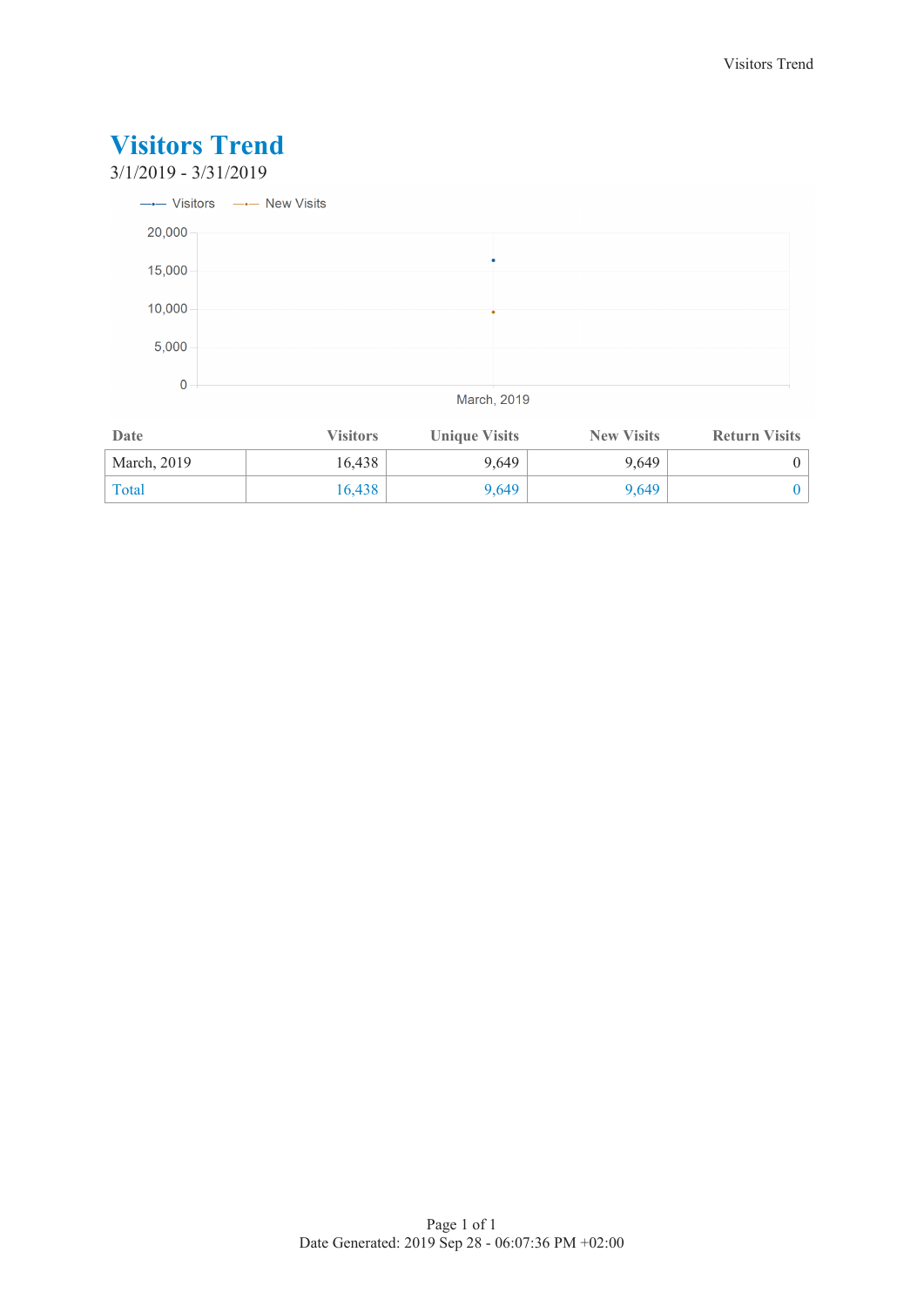# Visitors Trend

3/1/2019 - 3/31/2019

| Date | Visitors | Unique Visits | New Visits | Return Visits |
|---|---|---|---|---|
| March, 2019 | 16,438 | 9,649 | 9,649 | 0 |
| Total | 16,438 | 9,649 | 9,649 | 0 |

Date Generated: 2019 Sep 28 - 06:07:36 PM +02:00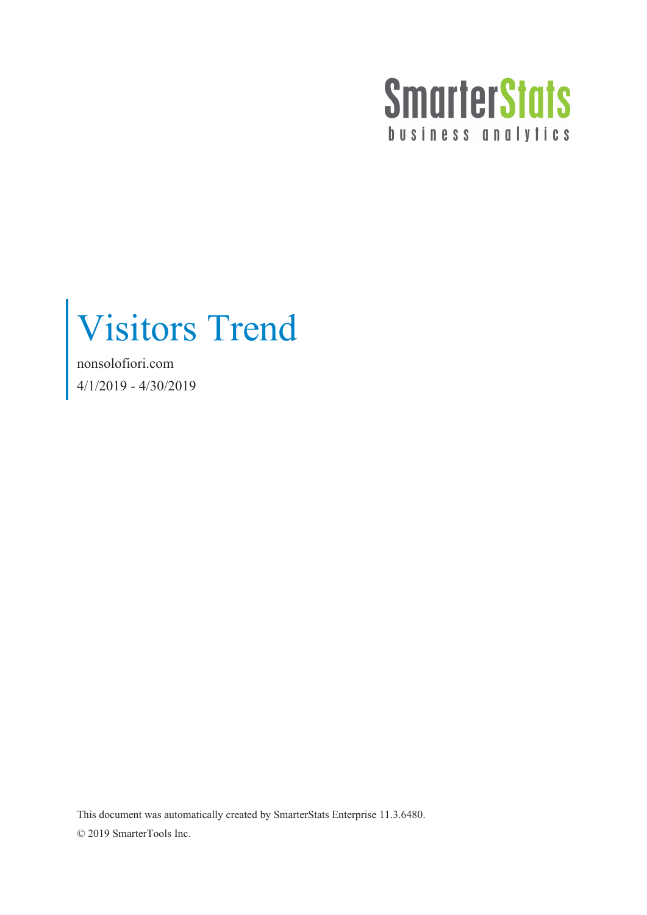SmarterStats

business analytics

# Visitors Trend

nonsolofiori.com

4/1/2019 - 4/30/2019

This document was automatically created by SmarterStats Enterprise 11.3.6480.

© 2019 SmarterTools Inc.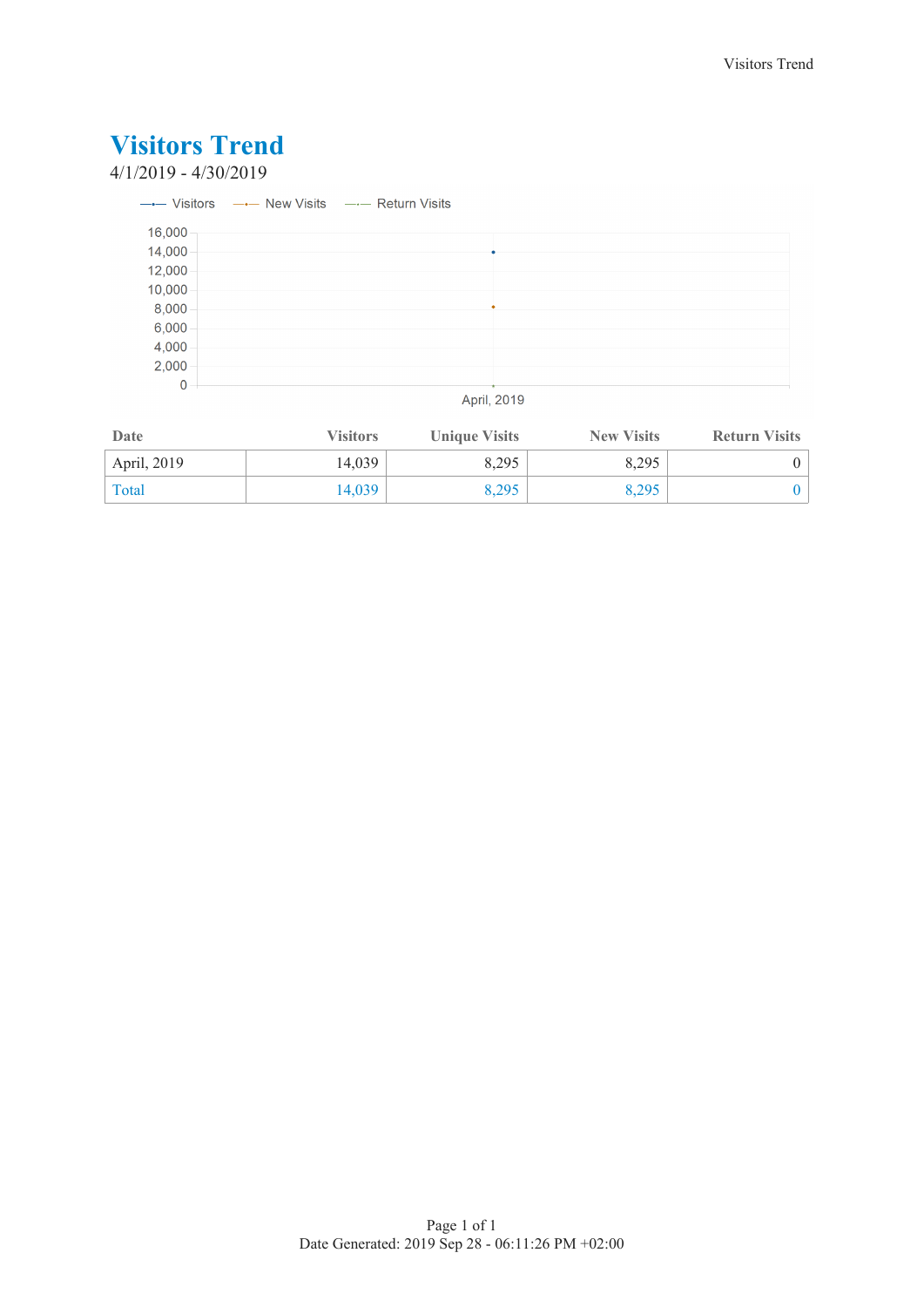# Visitors Trend

4/1/2019 - 4/30/2019

| Date | Visitors | Unique Visits | New Visits | Return Visits |
|---|---|---|---|---|
| April, 2019 | 14,039 | 8,295 | 8,295 | 0 |
| Total | 14,039 | 8,295 | 8,295 | 0 |

Date Generated: 2019 Sep 28 - 06:11:26 PM +02:00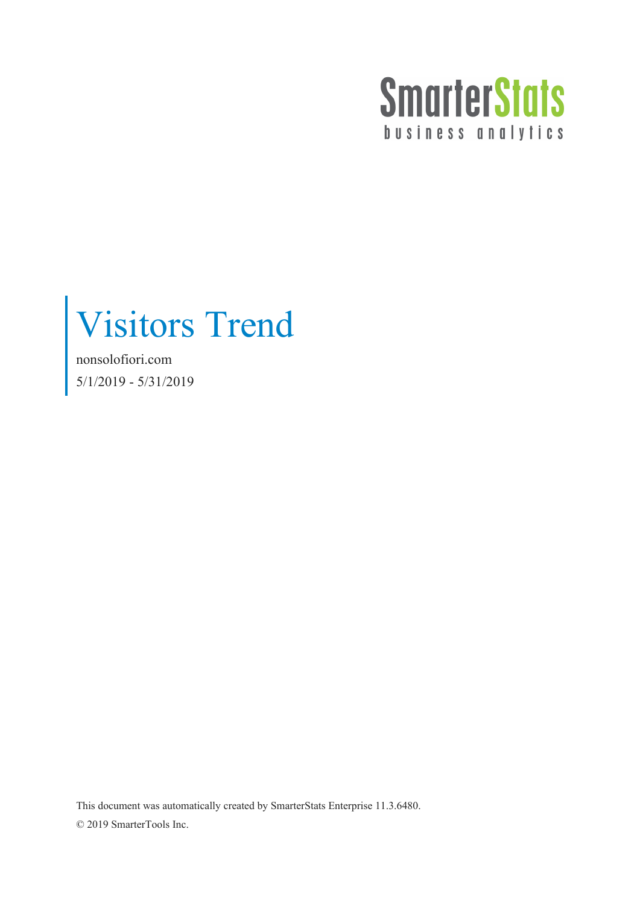SmarterStats

business analytics

# Visitors Trend

nonsolofiori.com

5/1/2019 - 5/31/2019

This document was automatically created by SmarterStats Enterprise 11.3.6480.

© 2019 SmarterTools Inc.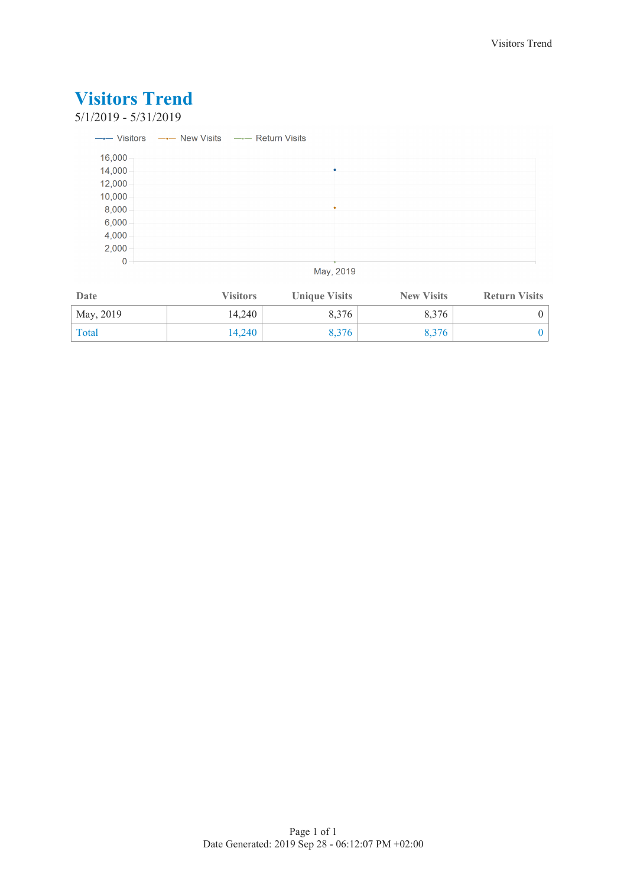# Visitors Trend

5/1/2019 - 5/31/2019

| Date | Visitors | Unique Visits | New Visits | Return Visits |
|---|---|---|---|---|
| May, 2019 | 14,240 | 8,376 | 8,376 | 0 |
| Total | 14,240 | 8,376 | 8,376 | 0 |

Date Generated: 2019 Sep 28 - 06:12:07 PM +02:00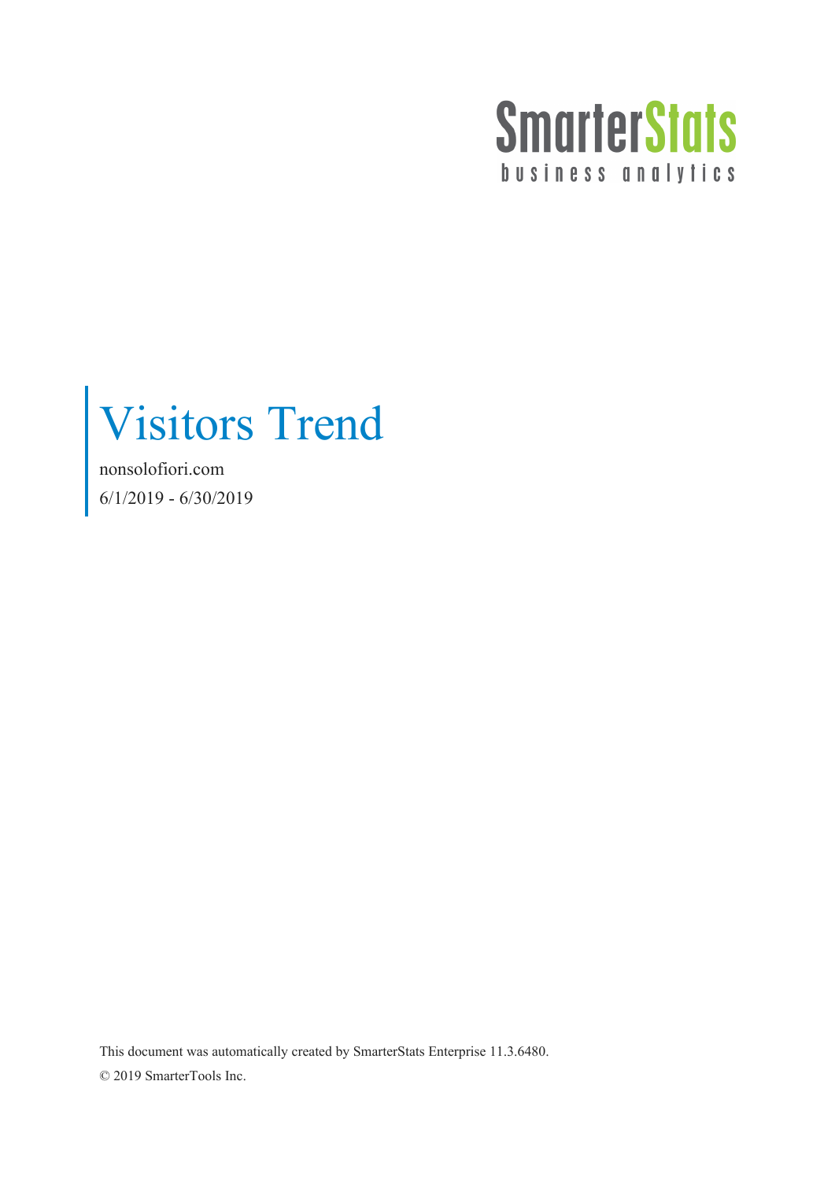SmarterStats
business analytics

# Visitors Trend

nonsolofiori.com

6/1/2019 - 6/30/2019

This document was automatically created by SmarterStats Enterprise 11.3.6480.

© 2019 SmarterTools Inc.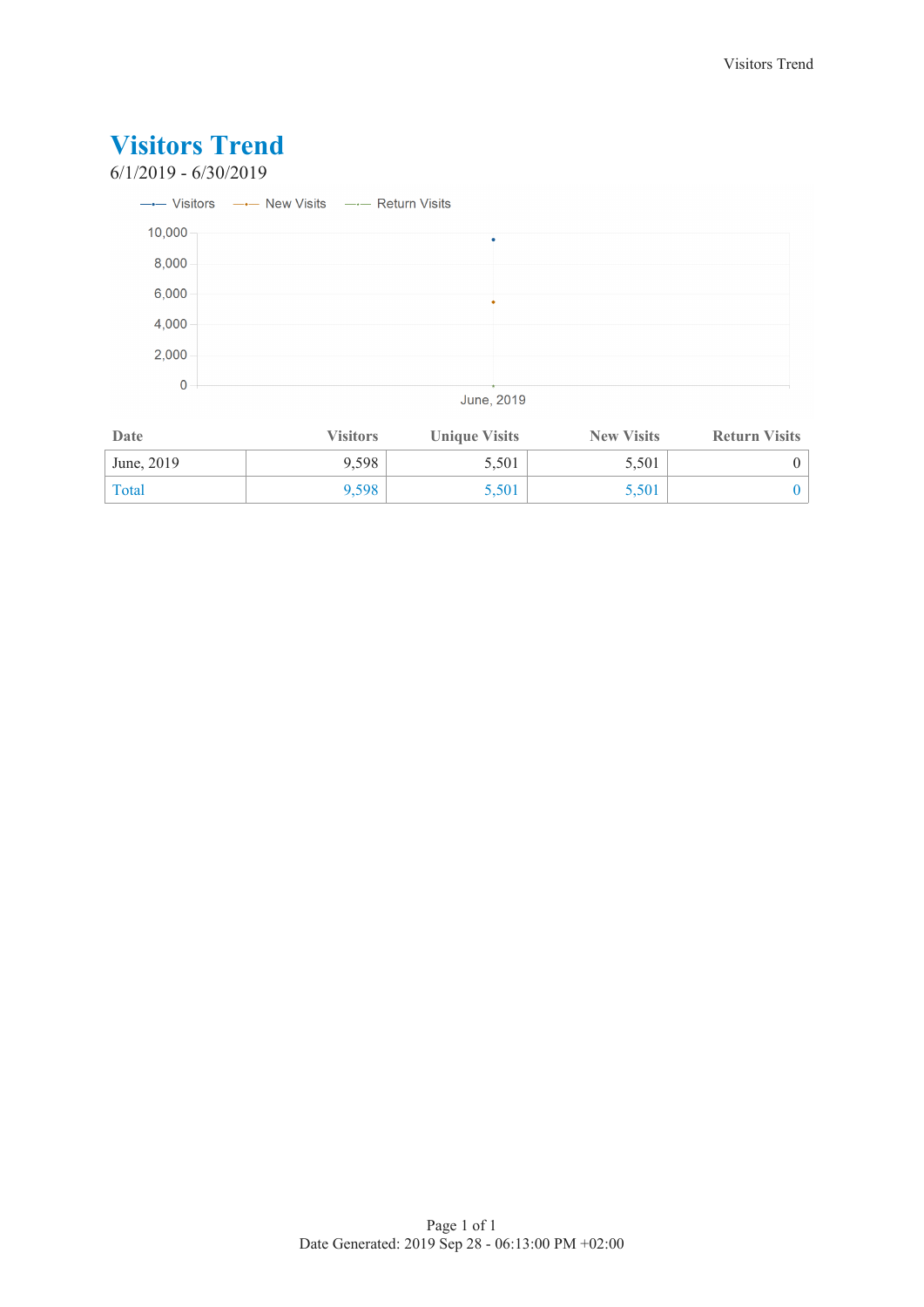# Visitors Trend

6/1/2019 - 6/30/2019

| Date | Visitors | Unique Visits | New Visits | Return Visits |
|---|---|---|---|---|
| June, 2019 | 9,598 | 5,501 | 5,501 | 0 |
| Total | 9,598 | 5,501 | 5,501 | 0 |

Date Generated: 2019 Sep 28 - 06:13:00 PM +02:00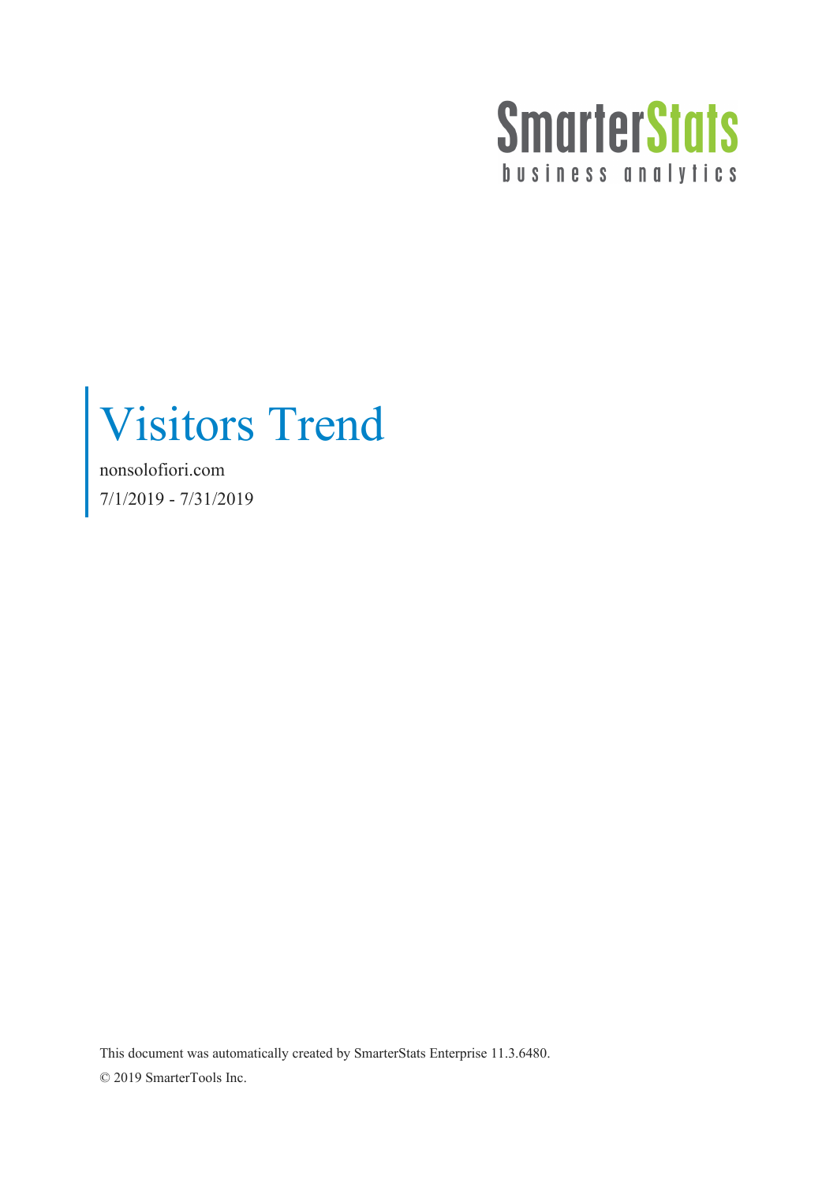SmarterStats
business analytics

# Visitors Trend

nonsolofiori.com

7/1/2019 - 7/31/2019

This document was automatically created by SmarterStats Enterprise 11.3.6480.

© 2019 SmarterTools Inc.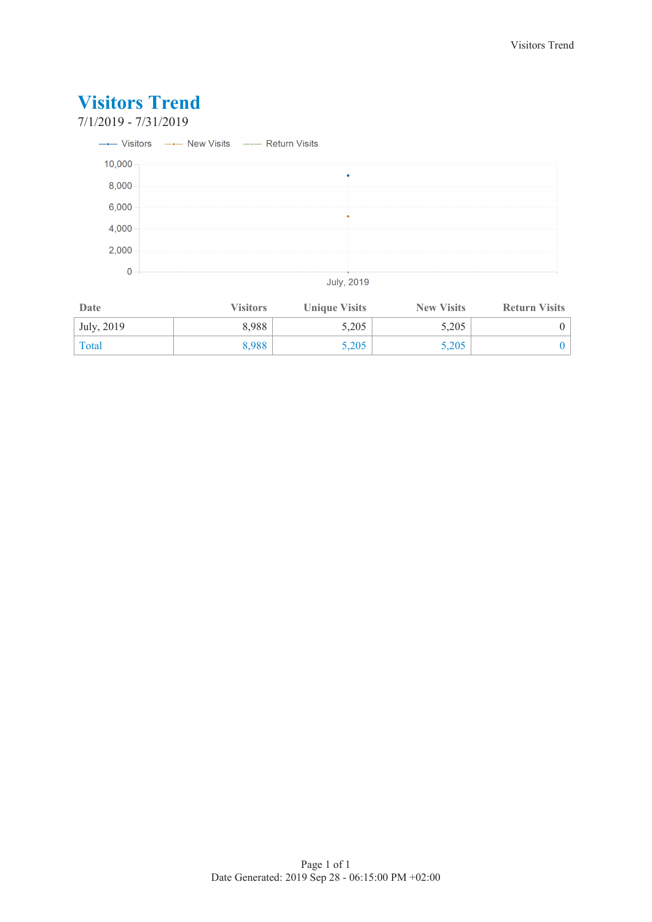# Visitors Trend

7/1/2019 - 7/31/2019

| Date | Visitors | Unique Visits | New Visits | Return Visits |
|---|---|---|---|---|
| July, 2019 | 8,988 | 5,205 | 5,205 | 0 |
| Total | 8,988 | 5,205 | 5,205 | 0 |

Date Generated: 2019 Sep 28 - 06:15:00 PM +02:00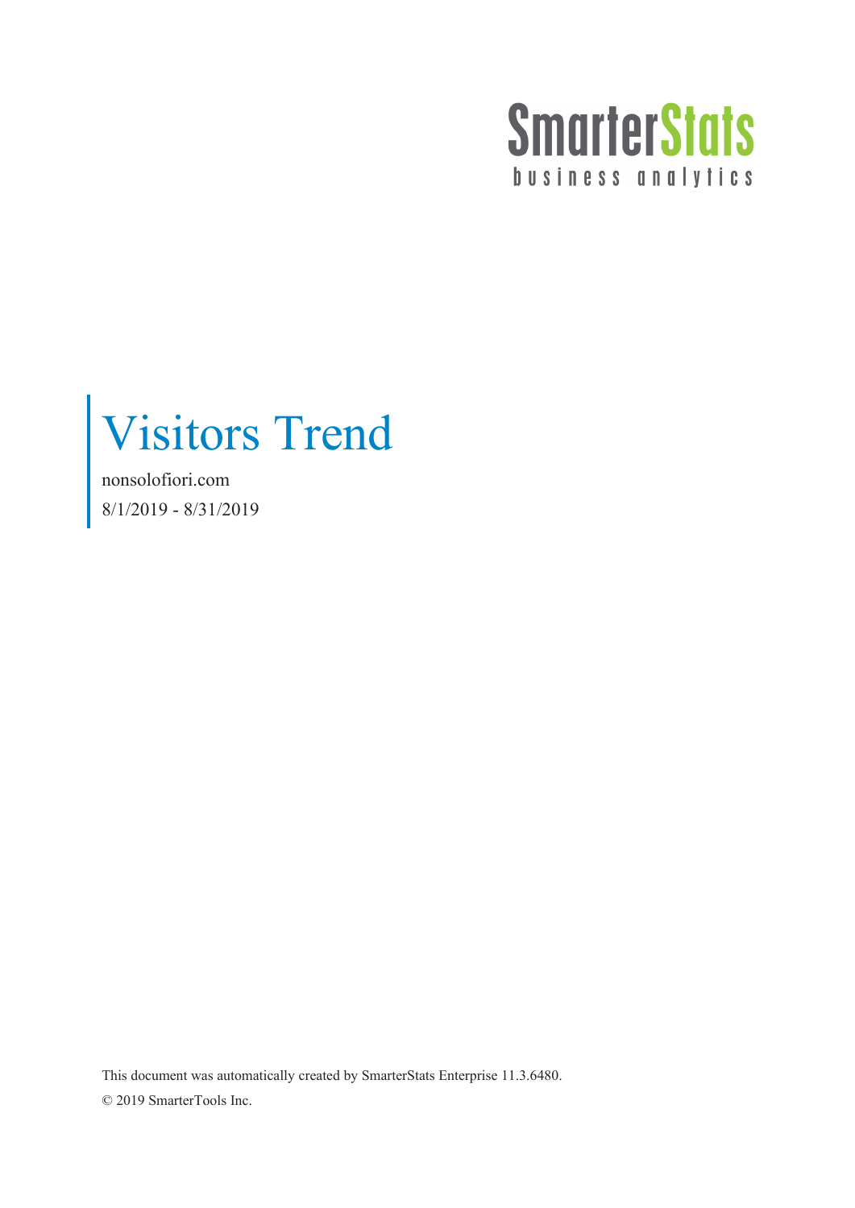SmarterStats
business analytics

# Visitors Trend

nonsolofiori.com

8/1/2019 - 8/31/2019

This document was automatically created by SmarterStats Enterprise 11.3.6480.

© 2019 SmarterTools Inc.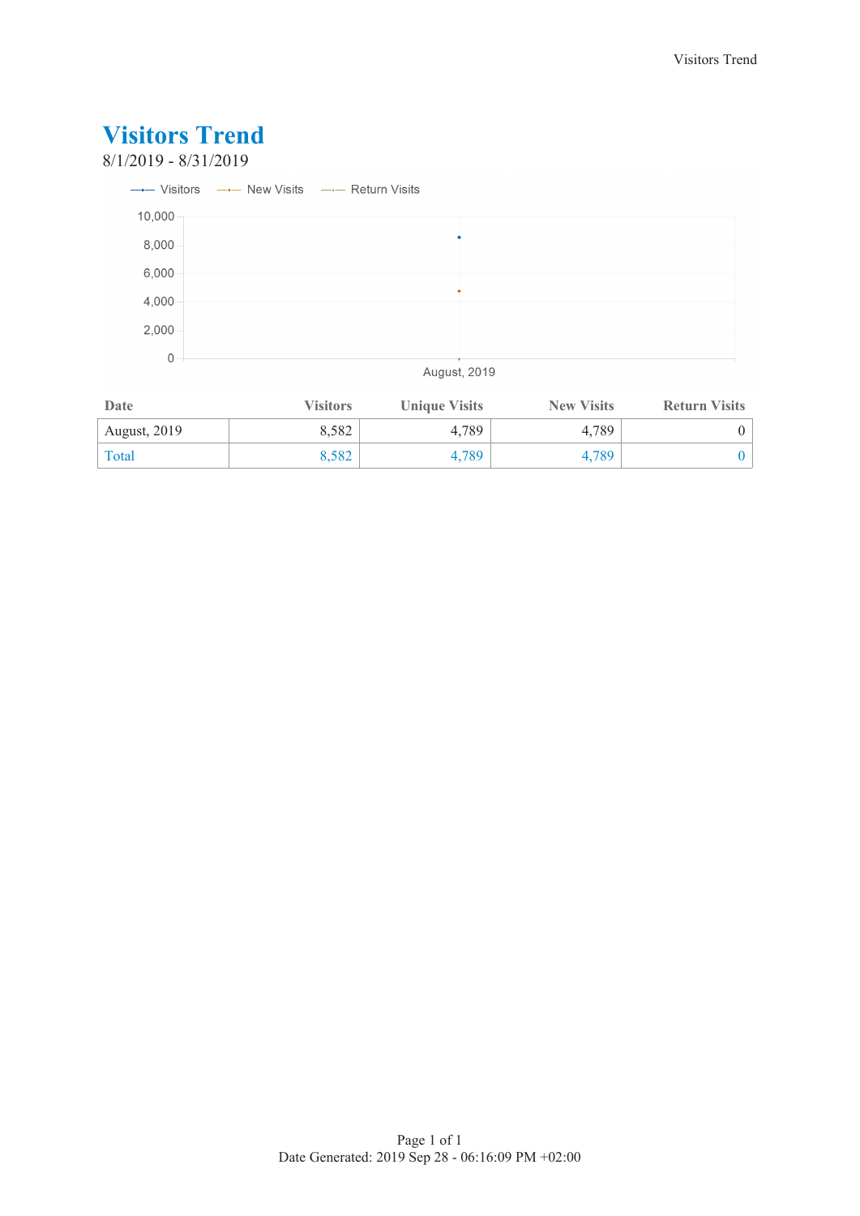# Visitors Trend

8/1/2019 - 8/31/2019

| Date | Visitors | Unique Visits | New Visits | Return Visits |
| --- | --- | --- | --- | --- |
| August, 2019 | 8,582 | 4,789 | 4,789 | 0 |
| Total | 8,582 | 4,789 | 4,789 | 0 |

Date Generated: 2019 Sep 28 - 06:16:09 PM +02:00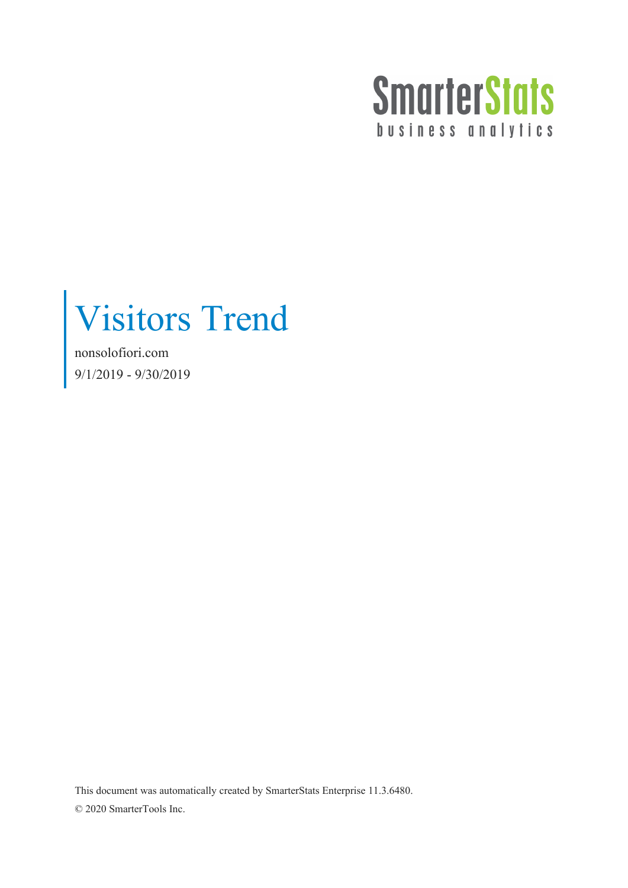SmarterStats

business analytics

# Visitors Trend

nonsolofiori.com

9/1/2019 - 9/30/2019

This document was automatically created by SmarterStats Enterprise 11.3.6480.

© 2020 SmarterTools Inc.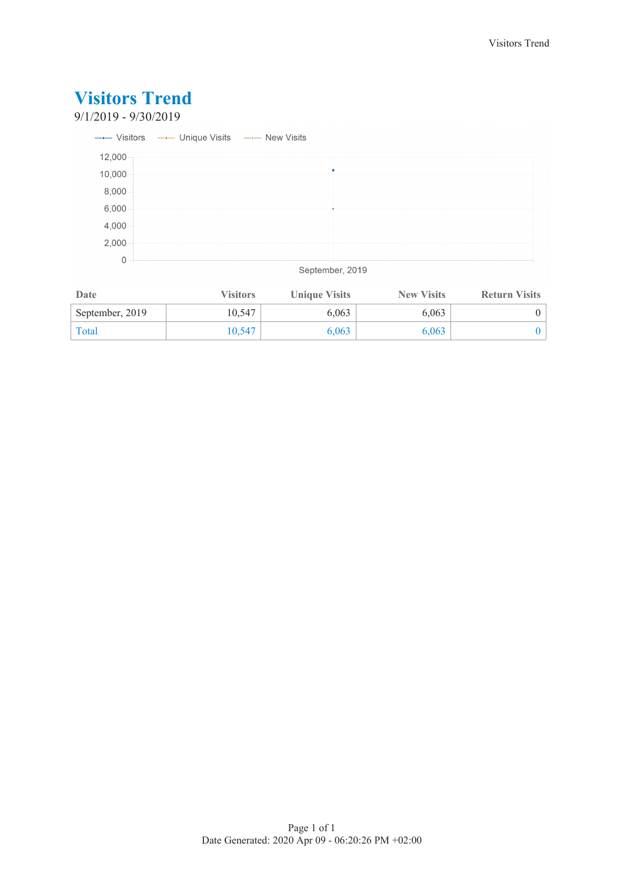# Visitors Trend

9/1/2019 - 9/30/2019

| Date | Visitors | Unique Visits | New Visits | Return Visits |
|---|---|---|---|---|
| September, 2019 | 10,547 | 6,063 | 6,063 | 0 |
| Total | 10,547 | 6,063 | 6,063 | 0 |

Date Generated: 2020 Apr 09 - 06:20:26 PM +02:00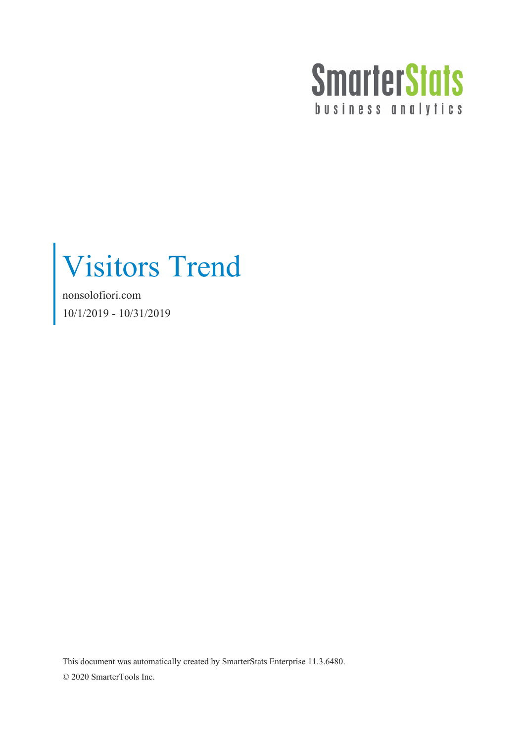SmarterStats

business analytics

# Visitors Trend

nonsolofiori.com

10/1/2019 - 10/31/2019

This document was automatically created by SmarterStats Enterprise 11.3.6480.

© 2020 SmarterTools Inc.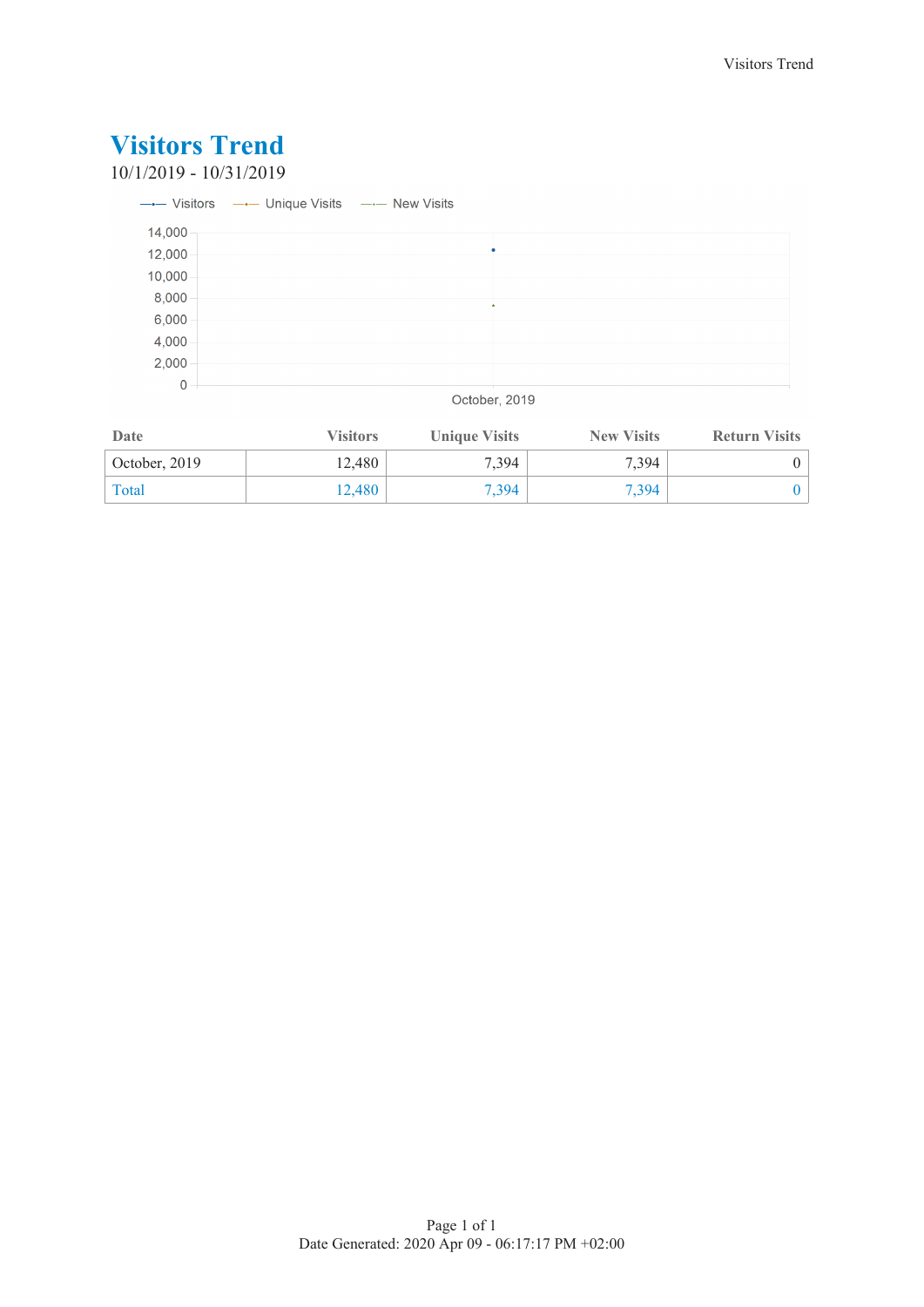# Visitors Trend

10/1/2019 - 10/31/2019

| Date | Visitors | Unique Visits | New Visits | Return Visits |
|---|---|---|---|---|
| October, 2019 | 12,480 | 7,394 | 7,394 | 0 |
| Total | 12,480 | 7,394 | 7,394 | 0 |

Date Generated: 2020 Apr 09 - 06:17:17 PM +02:00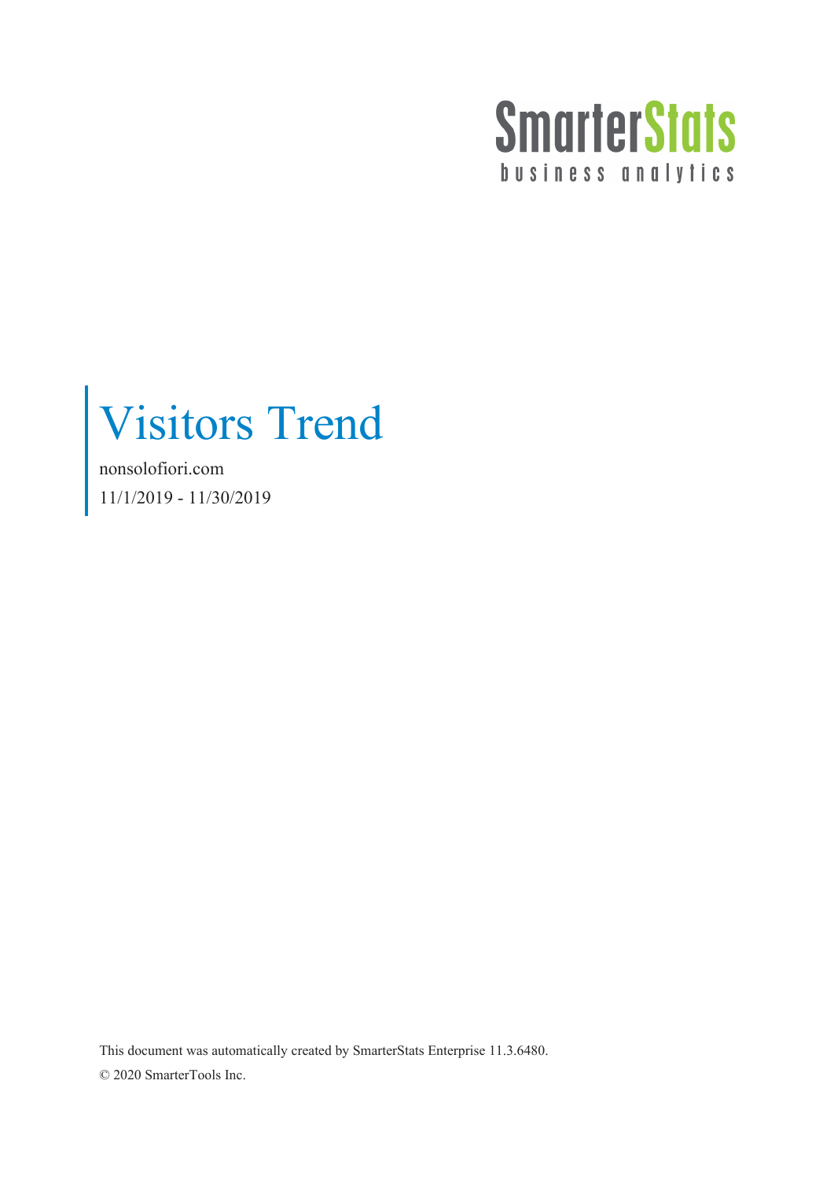SmarterStats

business analytics

# Visitors Trend

nonsolofiori.com

11/1/2019 - 11/30/2019

This document was automatically created by SmarterStats Enterprise 11.3.6480.

© 2020 SmarterTools Inc.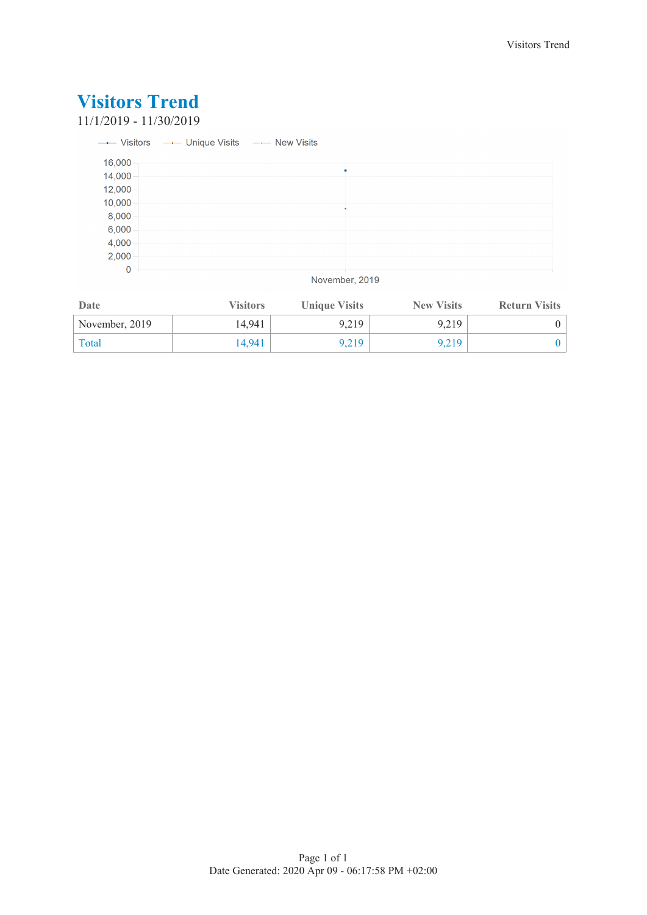# Visitors Trend

11/1/2019 - 11/30/2019

| Date | Visitors | Unique Visits | New Visits | Return Visits |
|---|---|---|---|---|
| November, 2019 | 14,941 | 9,219 | 9,219 | 0 |
| Total | 14,941 | 9,219 | 9,219 | 0 |

Date Generated: 2020 Apr 09 - 06:17:58 PM +02:00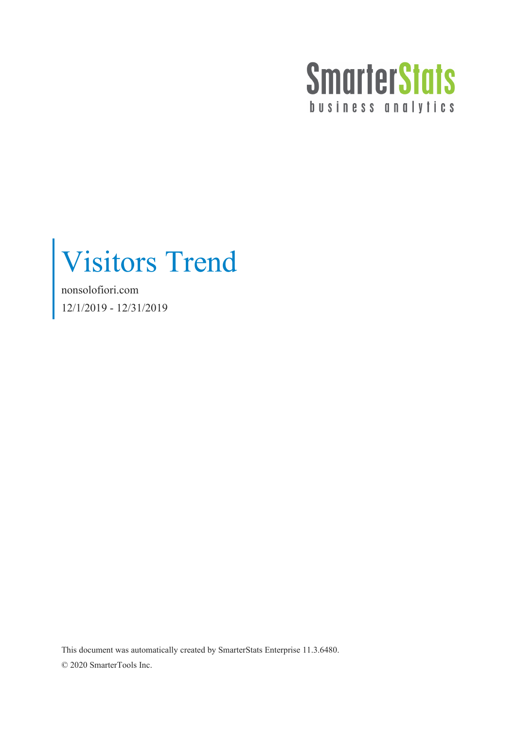SmarterStats
business analytics

# Visitors Trend

nonsolofiori.com

12/1/2019 - 12/31/2019

This document was automatically created by SmarterStats Enterprise 11.3.6480.

© 2020 SmarterTools Inc.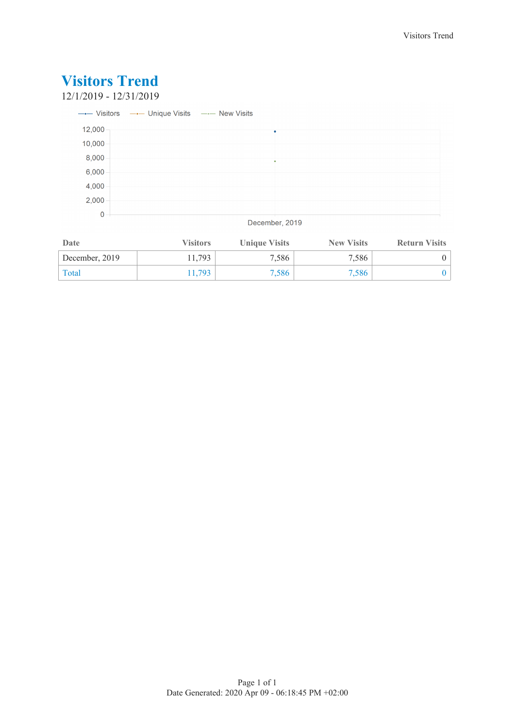# Visitors Trend

12/1/2019 - 12/31/2019

Visitors
Unique Visits
New Visits

12,000
10,000
8,000
6,000
4,000
2,000
0

December, 2019

| Date | Visitors | Unique Visits | New Visits | Return Visits |
|---|---|---|---|---|
| December, 2019 | 11,793 | 7,586 | 7,586 | 0 |
| Total | 11,793 | 7,586 | 7,586 | 0 |

Date Generated: 2020 Apr 09 - 06:18:45 PM +02:00